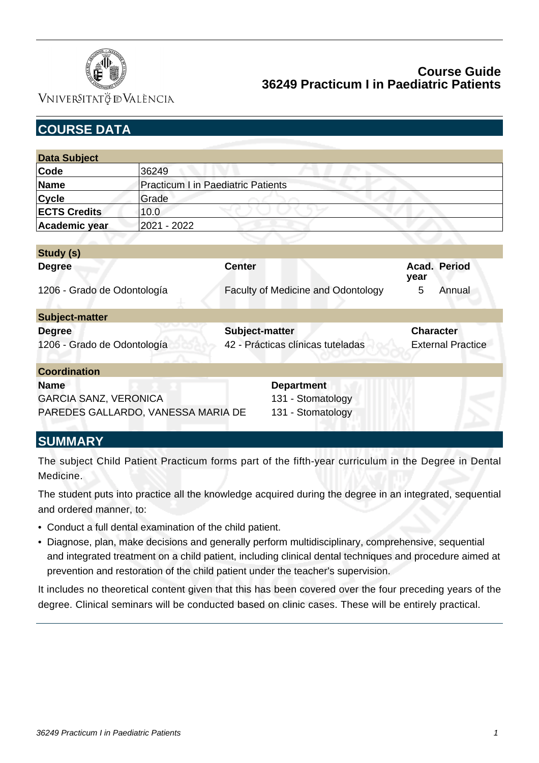# Course Guide
# 36249 Practicum I in Paediatric Patients

## COURSE DATA

| Data Subject | |
|---|---|
| **Code** | 36249 |
| **Name** | Practicum I in Paediatric Patients |
| **Cycle** | Grade |
| **ECTS Credits** | 10.0 |
| **Academic year** | 2021 - 2022 |

| Study (s) | | | |
|---|---|---|---|
| **Degree** | **Center** | **Acad. year** | **Period** |
| 1206 - Grado de Odontología | Faculty of Medicine and Odontology | 5 | Annual |

| Subject-matter | | |
|---|---|---|
| **Degree** | **Subject-matter** | **Character** |
| 1206 - Grado de Odontología | 42 - Prácticas clínicas tuteladas | External Practice |

| Coordination | |
|---|---|
| **Name** | **Department** |
| GARCIA SANZ, VERONICA | 131 - Stomatology |
| PAREDES GALLARDO, VANESSA MARIA DE | 131 - Stomatology |

## SUMMARY

The subject Child Patient Practicum forms part of the fifth-year curriculum in the Degree in Dental Medicine.

The student puts into practice all the knowledge acquired during the degree in an integrated, sequential and ordered manner, to:

- Conduct a full dental examination of the child patient.
- Diagnose, plan, make decisions and generally perform multidisciplinary, comprehensive, sequential and integrated treatment on a child patient, including clinical dental techniques and procedure aimed at prevention and restoration of the child patient under the teacher's supervision.

It includes no theoretical content given that this has been covered over the four preceding years of the degree. Clinical seminars will be conducted based on clinic cases. These will be entirely practical.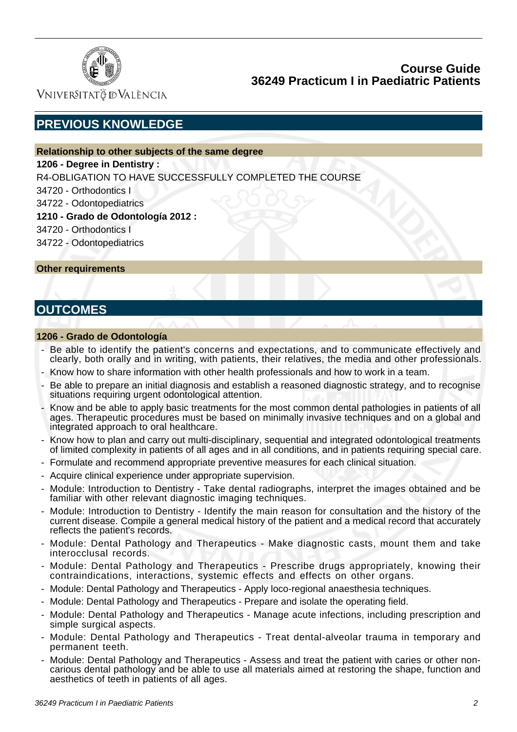## PREVIOUS KNOWLEDGE

### Relationship to other subjects of the same degree

**1206 - Degree in Dentistry :**

R4-OBLIGATION TO HAVE SUCCESSFULLY COMPLETED THE COURSE

34720 - Orthodontics I

34722 - Odontopediatrics

**1210 - Grado de Odontología 2012 :**

34720 - Orthodontics I

34722 - Odontopediatrics

### Other requirements

## OUTCOMES

### 1206 - Grado de Odontología

- Be able to identify the patient's concerns and expectations, and to communicate effectively and clearly, both orally and in writing, with patients, their relatives, the media and other professionals.
- Know how to share information with other health professionals and how to work in a team.
- Be able to prepare an initial diagnosis and establish a reasoned diagnostic strategy, and to recognise situations requiring urgent odontological attention.
- Know and be able to apply basic treatments for the most common dental pathologies in patients of all ages. Therapeutic procedures must be based on minimally invasive techniques and on a global and integrated approach to oral healthcare.
- Know how to plan and carry out multi-disciplinary, sequential and integrated odontological treatments of limited complexity in patients of all ages and in all conditions, and in patients requiring special care.
- Formulate and recommend appropriate preventive measures for each clinical situation.
- Acquire clinical experience under appropriate supervision.
- Module: Introduction to Dentistry - Take dental radiographs, interpret the images obtained and be familiar with other relevant diagnostic imaging techniques.
- Module: Introduction to Dentistry - Identify the main reason for consultation and the history of the current disease. Compile a general medical history of the patient and a medical record that accurately reflects the patient's records.
- Module: Dental Pathology and Therapeutics - Make diagnostic casts, mount them and take interocclusal records.
- Module: Dental Pathology and Therapeutics - Prescribe drugs appropriately, knowing their contraindications, interactions, systemic effects and effects on other organs.
- Module: Dental Pathology and Therapeutics - Apply loco-regional anaesthesia techniques.
- Module: Dental Pathology and Therapeutics - Prepare and isolate the operating field.
- Module: Dental Pathology and Therapeutics - Manage acute infections, including prescription and simple surgical aspects.
- Module: Dental Pathology and Therapeutics - Treat dental-alveolar trauma in temporary and permanent teeth.
- Module: Dental Pathology and Therapeutics - Assess and treat the patient with caries or other non-carious dental pathology and be able to use all materials aimed at restoring the shape, function and aesthetics of teeth in patients of all ages.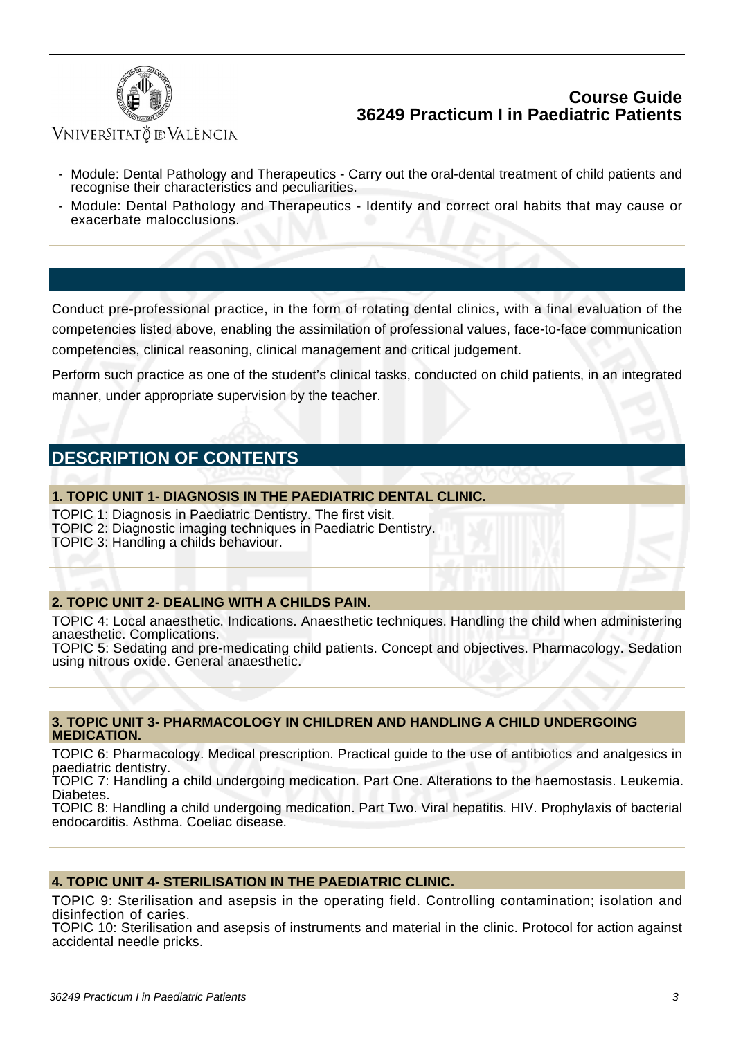- Module: Dental Pathology and Therapeutics - Carry out the oral-dental treatment of child patients and recognise their characteristics and peculiarities.
- Module: Dental Pathology and Therapeutics - Identify and correct oral habits that may cause or exacerbate malocclusions.

Conduct pre-professional practice, in the form of rotating dental clinics, with a final evaluation of the competencies listed above, enabling the assimilation of professional values, face-to-face communication competencies, clinical reasoning, clinical management and critical judgement.

Perform such practice as one of the student's clinical tasks, conducted on child patients, in an integrated manner, under appropriate supervision by the teacher.

## DESCRIPTION OF CONTENTS

### 1. TOPIC UNIT 1- DIAGNOSIS IN THE PAEDIATRIC DENTAL CLINIC.

TOPIC 1: Diagnosis in Paediatric Dentistry. The first visit.
TOPIC 2: Diagnostic imaging techniques in Paediatric Dentistry.
TOPIC 3: Handling a childs behaviour.

### 2. TOPIC UNIT 2- DEALING WITH A CHILDS PAIN.

TOPIC 4: Local anaesthetic. Indications. Anaesthetic techniques. Handling the child when administering anaesthetic. Complications.
TOPIC 5: Sedating and pre-medicating child patients. Concept and objectives. Pharmacology. Sedation using nitrous oxide. General anaesthetic.

### 3. TOPIC UNIT 3- PHARMACOLOGY IN CHILDREN AND HANDLING A CHILD UNDERGOING MEDICATION.

TOPIC 6: Pharmacology. Medical prescription. Practical guide to the use of antibiotics and analgesics in paediatric dentistry.
TOPIC 7: Handling a child undergoing medication. Part One. Alterations to the haemostasis. Leukemia. Diabetes.
TOPIC 8: Handling a child undergoing medication. Part Two. Viral hepatitis. HIV. Prophylaxis of bacterial endocarditis. Asthma. Coeliac disease.

### 4. TOPIC UNIT 4- STERILISATION IN THE PAEDIATRIC CLINIC.

TOPIC 9: Sterilisation and asepsis in the operating field. Controlling contamination; isolation and disinfection of caries.
TOPIC 10: Sterilisation and asepsis of instruments and material in the clinic. Protocol for action against accidental needle pricks.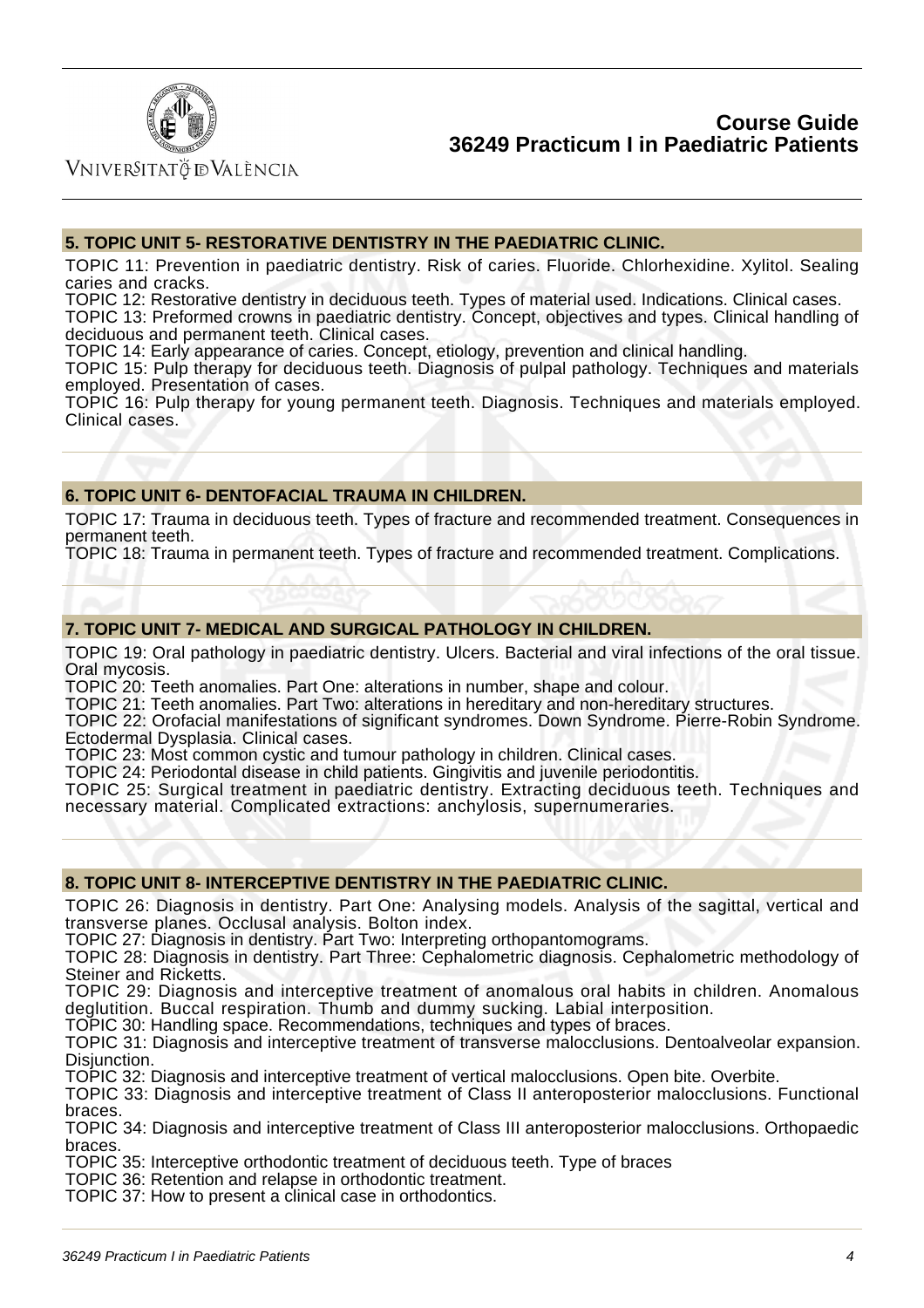## 5. TOPIC UNIT 5- RESTORATIVE DENTISTRY IN THE PAEDIATRIC CLINIC.

TOPIC 11: Prevention in paediatric dentistry. Risk of caries. Fluoride. Chlorhexidine. Xylitol. Sealing caries and cracks.
TOPIC 12: Restorative dentistry in deciduous teeth. Types of material used. Indications. Clinical cases.
TOPIC 13: Preformed crowns in paediatric dentistry. Concept, objectives and types. Clinical handling of deciduous and permanent teeth. Clinical cases.
TOPIC 14: Early appearance of caries. Concept, etiology, prevention and clinical handling.
TOPIC 15: Pulp therapy for deciduous teeth. Diagnosis of pulpal pathology. Techniques and materials employed. Presentation of cases.
TOPIC 16: Pulp therapy for young permanent teeth. Diagnosis. Techniques and materials employed. Clinical cases.

## 6. TOPIC UNIT 6- DENTOFACIAL TRAUMA IN CHILDREN.

TOPIC 17: Trauma in deciduous teeth. Types of fracture and recommended treatment. Consequences in permanent teeth.
TOPIC 18: Trauma in permanent teeth. Types of fracture and recommended treatment. Complications.

## 7. TOPIC UNIT 7- MEDICAL AND SURGICAL PATHOLOGY IN CHILDREN.

TOPIC 19: Oral pathology in paediatric dentistry. Ulcers. Bacterial and viral infections of the oral tissue. Oral mycosis.
TOPIC 20: Teeth anomalies. Part One: alterations in number, shape and colour.
TOPIC 21: Teeth anomalies. Part Two: alterations in hereditary and non-hereditary structures.
TOPIC 22: Orofacial manifestations of significant syndromes. Down Syndrome. Pierre-Robin Syndrome. Ectodermal Dysplasia. Clinical cases.
TOPIC 23: Most common cystic and tumour pathology in children. Clinical cases.
TOPIC 24: Periodontal disease in child patients. Gingivitis and juvenile periodontitis.
TOPIC 25: Surgical treatment in paediatric dentistry. Extracting deciduous teeth. Techniques and necessary material. Complicated extractions: anchylosis, supernumeraries.

## 8. TOPIC UNIT 8- INTERCEPTIVE DENTISTRY IN THE PAEDIATRIC CLINIC.

TOPIC 26: Diagnosis in dentistry. Part One: Analysing models. Analysis of the sagittal, vertical and transverse planes. Occlusal analysis. Bolton index.
TOPIC 27: Diagnosis in dentistry. Part Two: Interpreting orthopantomograms.
TOPIC 28: Diagnosis in dentistry. Part Three: Cephalometric diagnosis. Cephalometric methodology of Steiner and Ricketts.
TOPIC 29: Diagnosis and interceptive treatment of anomalous oral habits in children. Anomalous deglutition. Buccal respiration. Thumb and dummy sucking. Labial interposition.
TOPIC 30: Handling space. Recommendations, techniques and types of braces.
TOPIC 31: Diagnosis and interceptive treatment of transverse malocclusions. Dentoalveolar expansion. Disjunction.
TOPIC 32: Diagnosis and interceptive treatment of vertical malocclusions. Open bite. Overbite.
TOPIC 33: Diagnosis and interceptive treatment of Class II anteroposterior malocclusions. Functional braces.
TOPIC 34: Diagnosis and interceptive treatment of Class III anteroposterior malocclusions. Orthopaedic braces.
TOPIC 35: Interceptive orthodontic treatment of deciduous teeth. Type of braces
TOPIC 36: Retention and relapse in orthodontic treatment.
TOPIC 37: How to present a clinical case in orthodontics.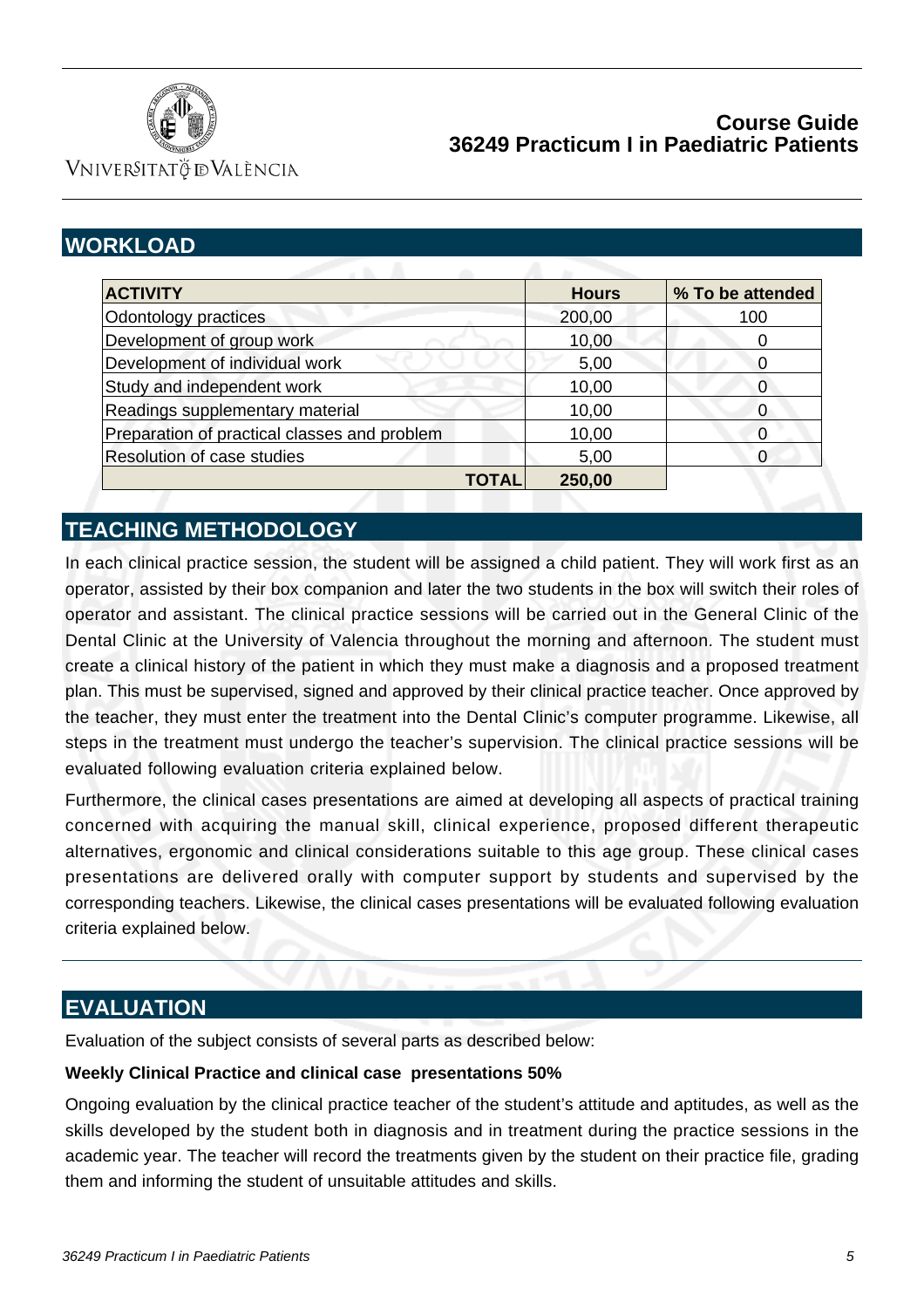## WORKLOAD

| ACTIVITY | Hours | % To be attended |
|---|---|---|
| Odontology practices | 200,00 | 100 |
| Development of group work | 10,00 | 0 |
| Development of individual work | 5,00 | 0 |
| Study and independent work | 10,00 | 0 |
| Readings supplementary material | 10,00 | 0 |
| Preparation of practical classes and problem | 10,00 | 0 |
| Resolution of case studies | 5,00 | 0 |
| **TOTAL** | **250,00** | |

## TEACHING METHODOLOGY

In each clinical practice session, the student will be assigned a child patient. They will work first as an operator, assisted by their box companion and later the two students in the box will switch their roles of operator and assistant. The clinical practice sessions will be carried out in the General Clinic of the Dental Clinic at the University of Valencia throughout the morning and afternoon. The student must create a clinical history of the patient in which they must make a diagnosis and a proposed treatment plan. This must be supervised, signed and approved by their clinical practice teacher. Once approved by the teacher, they must enter the treatment into the Dental Clinic's computer programme. Likewise, all steps in the treatment must undergo the teacher's supervision. The clinical practice sessions will be evaluated following evaluation criteria explained below.

Furthermore, the clinical cases presentations are aimed at developing all aspects of practical training concerned with acquiring the manual skill, clinical experience, proposed different therapeutic alternatives, ergonomic and clinical considerations suitable to this age group. These clinical cases presentations are delivered orally with computer support by students and supervised by the corresponding teachers. Likewise, the clinical cases presentations will be evaluated following evaluation criteria explained below.

## EVALUATION

Evaluation of the subject consists of several parts as described below:

**Weekly Clinical Practice and clinical case presentations 50%**

Ongoing evaluation by the clinical practice teacher of the student's attitude and aptitudes, as well as the skills developed by the student both in diagnosis and in treatment during the practice sessions in the academic year. The teacher will record the treatments given by the student on their practice file, grading them and informing the student of unsuitable attitudes and skills.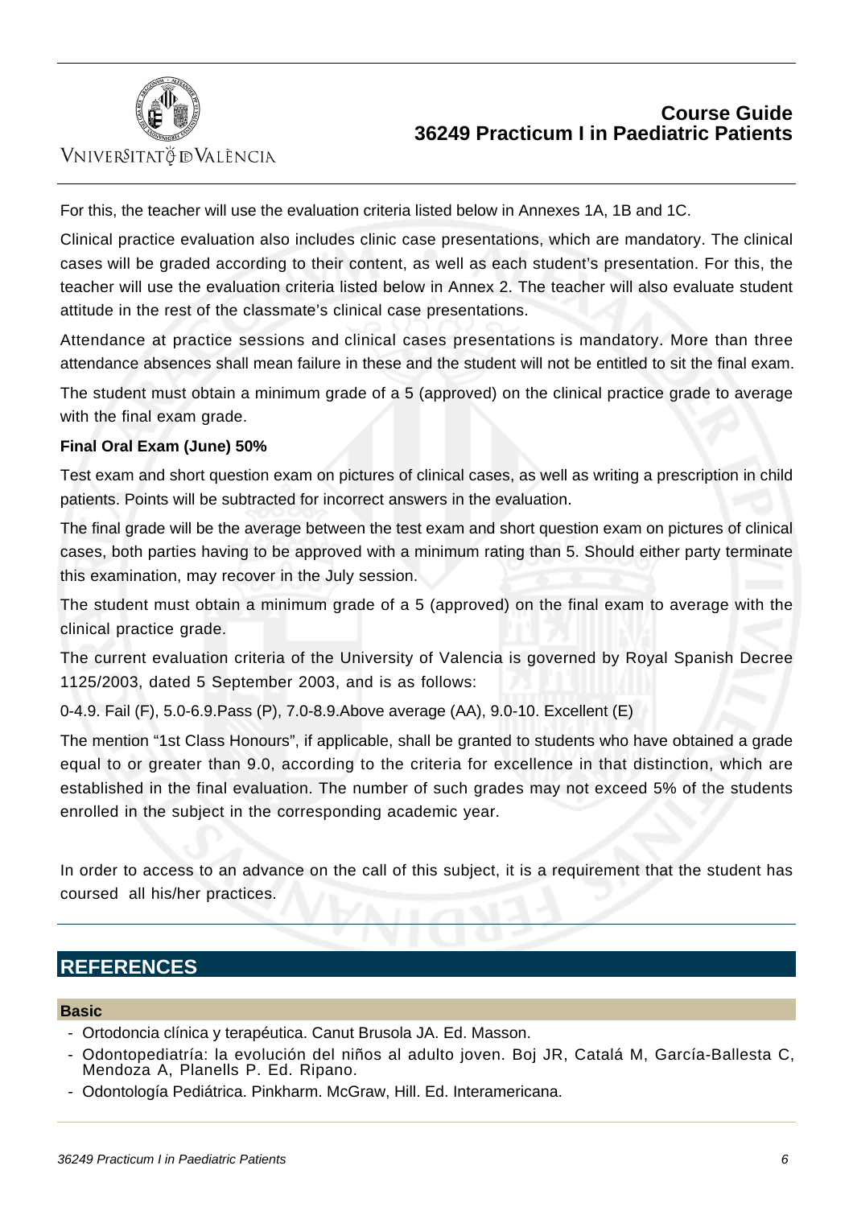For this, the teacher will use the evaluation criteria listed below in Annexes 1A, 1B and 1C.

Clinical practice evaluation also includes clinic case presentations, which are mandatory. The clinical cases will be graded according to their content, as well as each student's presentation. For this, the teacher will use the evaluation criteria listed below in Annex 2. The teacher will also evaluate student attitude in the rest of the classmate's clinical case presentations.

Attendance at practice sessions and clinical cases presentations is mandatory. More than three attendance absences shall mean failure in these and the student will not be entitled to sit the final exam.

The student must obtain a minimum grade of a 5 (approved) on the clinical practice grade to average with the final exam grade.

**Final Oral Exam (June) 50%**

Test exam and short question exam on pictures of clinical cases, as well as writing a prescription in child patients. Points will be subtracted for incorrect answers in the evaluation.

The final grade will be the average between the test exam and short question exam on pictures of clinical cases, both parties having to be approved with a minimum rating than 5. Should either party terminate this examination, may recover in the July session.

The student must obtain a minimum grade of a 5 (approved) on the final exam to average with the clinical practice grade.

The current evaluation criteria of the University of Valencia is governed by Royal Spanish Decree 1125/2003, dated 5 September 2003, and is as follows:

0-4.9. Fail (F), 5.0-6.9.Pass (P), 7.0-8.9.Above average (AA), 9.0-10. Excellent (E)

The mention "1st Class Honours", if applicable, shall be granted to students who have obtained a grade equal to or greater than 9.0, according to the criteria for excellence in that distinction, which are established in the final evaluation. The number of such grades may not exceed 5% of the students enrolled in the subject in the corresponding academic year.

In order to access to an advance on the call of this subject, it is a requirement that the student has coursed all his/her practices.

## REFERENCES

### Basic

- Ortodoncia clínica y terapéutica. Canut Brusola JA. Ed. Masson.
- Odontopediatría: la evolución del niños al adulto joven. Boj JR, Catalá M, García-Ballesta C, Mendoza A, Planells P. Ed. Ripano.
- Odontología Pediátrica. Pinkharm. McGraw, Hill. Ed. Interamericana.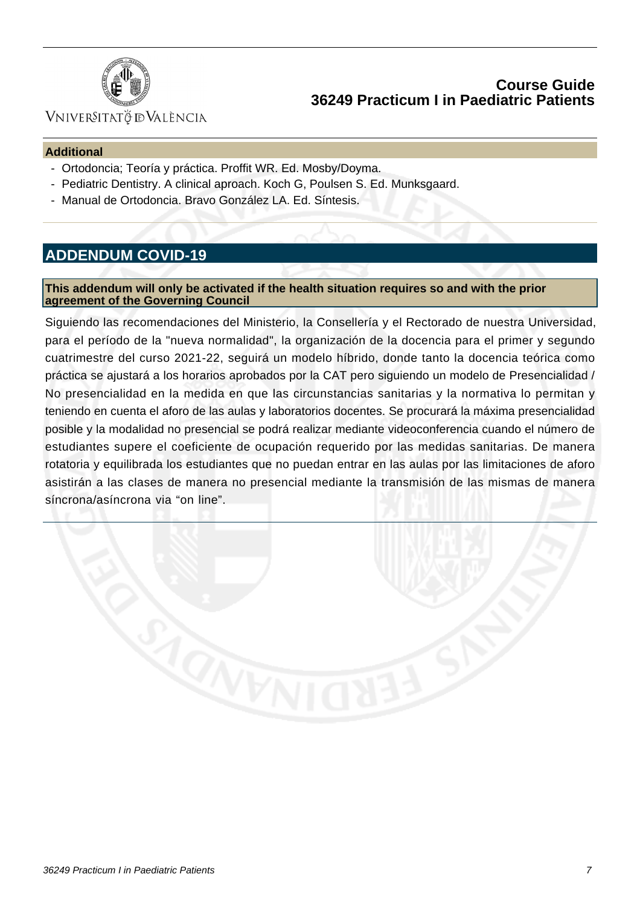#### Additional

- Ortodoncia; Teoría y práctica. Proffit WR. Ed. Mosby/Doyma.
- Pediatric Dentistry. A clinical aproach. Koch G, Poulsen S. Ed. Munksgaard.
- Manual de Ortodoncia. Bravo González LA. Ed. Síntesis.

## ADDENDUM COVID-19

#### This addendum will only be activated if the health situation requires so and with the prior agreement of the Governing Council

Siguiendo las recomendaciones del Ministerio, la Consellería y el Rectorado de nuestra Universidad, para el período de la "nueva normalidad", la organización de la docencia para el primer y segundo cuatrimestre del curso 2021-22, seguirá un modelo híbrido, donde tanto la docencia teórica como práctica se ajustará a los horarios aprobados por la CAT pero siguiendo un modelo de Presencialidad / No presencialidad en la medida en que las circunstancias sanitarias y la normativa lo permitan y teniendo en cuenta el aforo de las aulas y laboratorios docentes. Se procurará la máxima presencialidad posible y la modalidad no presencial se podrá realizar mediante videoconferencia cuando el número de estudiantes supere el coeficiente de ocupación requerido por las medidas sanitarias. De manera rotatoria y equilibrada los estudiantes que no puedan entrar en las aulas por las limitaciones de aforo asistirán a las clases de manera no presencial mediante la transmisión de las mismas de manera síncrona/asíncrona via “on line”.